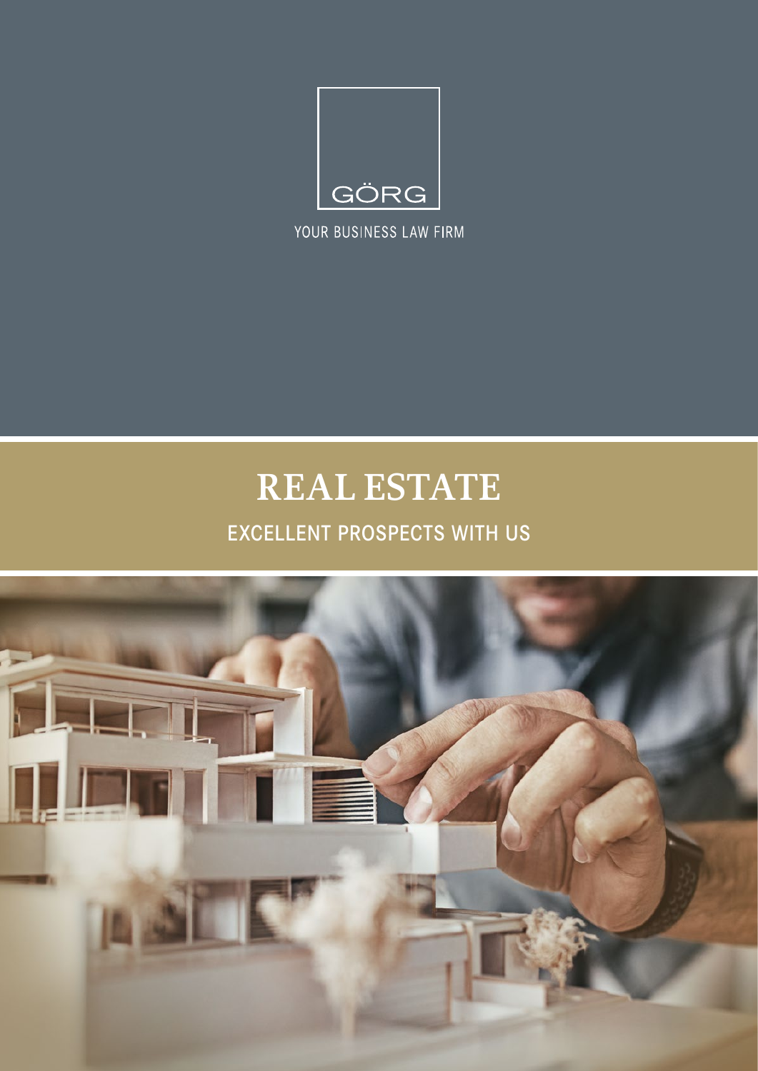GÖRG

YOUR BUSINESS LAW FIRM

# REAL ESTATE

## EXCELLENT PROSPECTS WITH US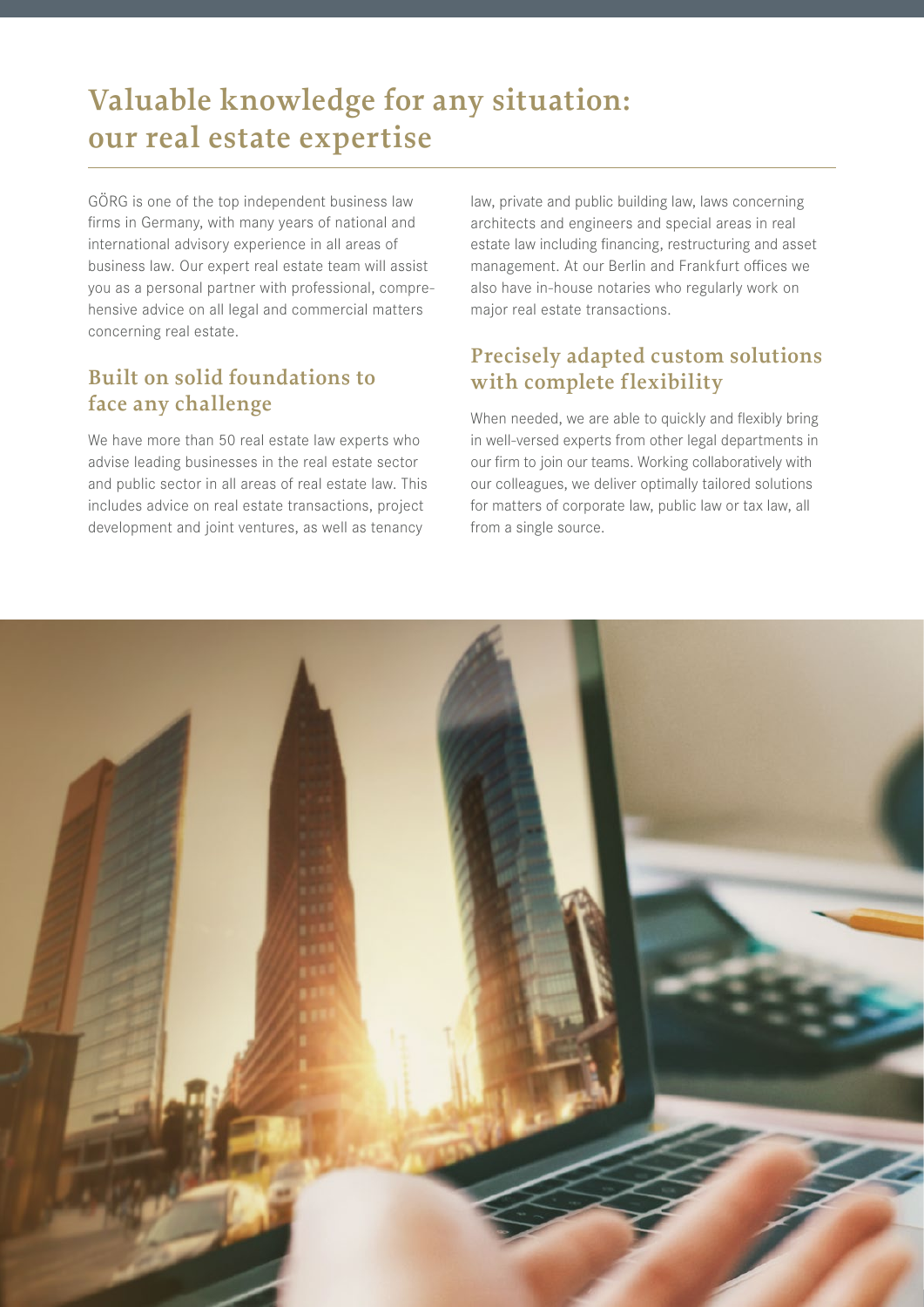# Valuable knowledge for any situation: our real estate expertise

GÖRG is one of the top independent business law firms in Germany, with many years of national and international advisory experience in all areas of business law. Our expert real estate team will assist you as a personal partner with professional, comprehensive advice on all legal and commercial matters concerning real estate.

## Built on solid foundations to face any challenge

We have more than 50 real estate law experts who advise leading businesses in the real estate sector and public sector in all areas of real estate law. This includes advice on real estate transactions, project development and joint ventures, as well as tenancy law, private and public building law, laws concerning architects and engineers and special areas in real estate law including financing, restructuring and asset management. At our Berlin and Frankfurt offices we also have in-house notaries who regularly work on major real estate transactions.

## Precisely adapted custom solutions with complete flexibility

When needed, we are able to quickly and flexibly bring in well-versed experts from other legal departments in our firm to join our teams. Working collaboratively with our colleagues, we deliver optimally tailored solutions for matters of corporate law, public law or tax law, all from a single source.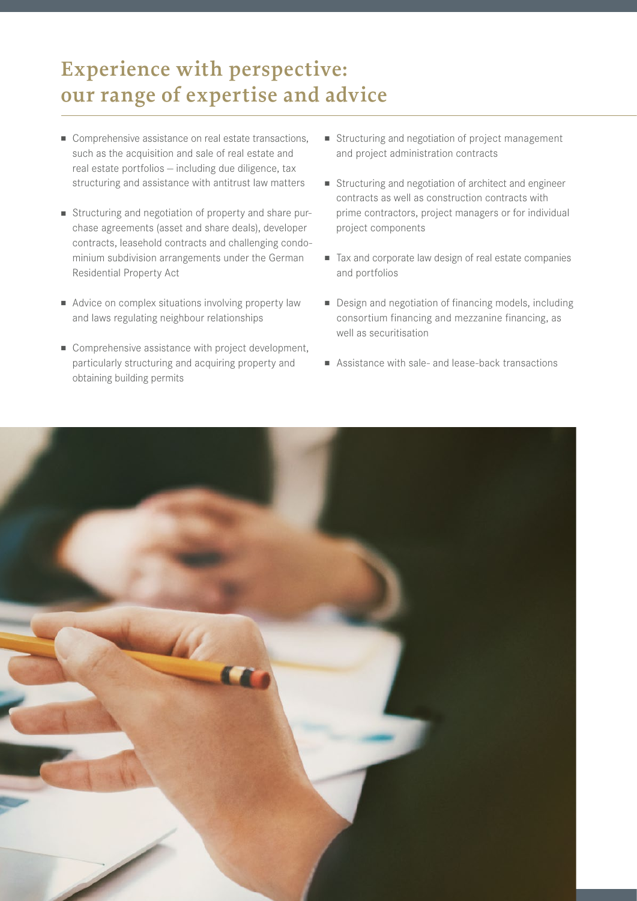# Experience with perspective: our range of expertise and advice

- Comprehensive assistance on real estate transactions, such as the acquisition and sale of real estate and real estate portfolios – including due diligence, tax structuring and assistance with antitrust law matters
- Structuring and negotiation of property and share purchase agreements (asset and share deals), developer contracts, leasehold contracts and challenging condominium subdivision arrangements under the German Residential Property Act
- Advice on complex situations involving property law and laws regulating neighbour relationships
- Comprehensive assistance with project development, particularly structuring and acquiring property and obtaining building permits
- Structuring and negotiation of project management and project administration contracts
- Structuring and negotiation of architect and engineer contracts as well as construction contracts with prime contractors, project managers or for individual project components
- Tax and corporate law design of real estate companies and portfolios
- Design and negotiation of financing models, including consortium financing and mezzanine financing, as well as securitisation
- Assistance with sale- and lease-back transactions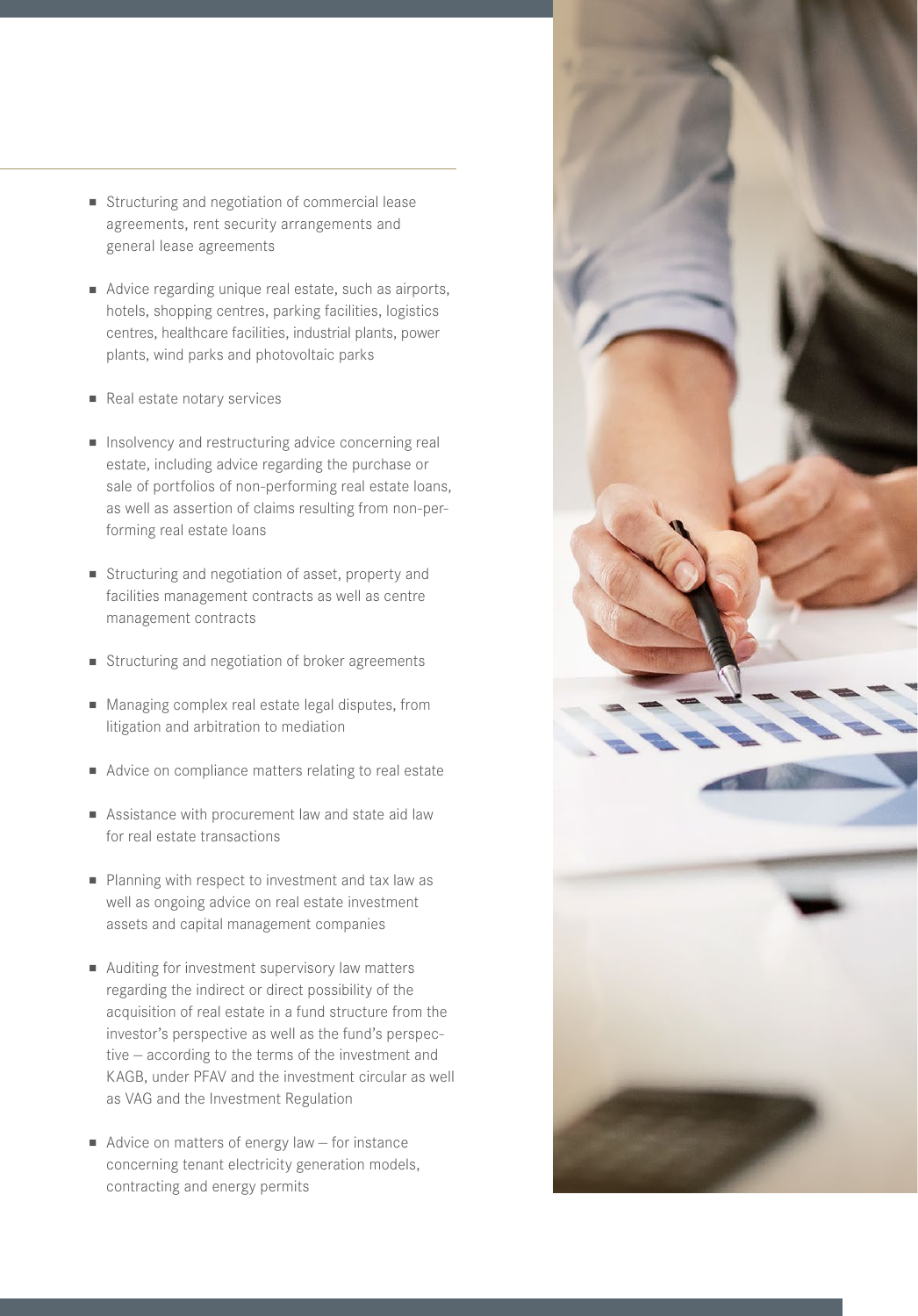- Structuring and negotiation of commercial lease agreements, rent security arrangements and general lease agreements
- Advice regarding unique real estate, such as airports, hotels, shopping centres, parking facilities, logistics centres, healthcare facilities, industrial plants, power plants, wind parks and photovoltaic parks
- Real estate notary services
- Insolvency and restructuring advice concerning real estate, including advice regarding the purchase or sale of portfolios of non-performing real estate loans, as well as assertion of claims resulting from non-performing real estate loans
- Structuring and negotiation of asset, property and facilities management contracts as well as centre management contracts
- Structuring and negotiation of broker agreements
- Managing complex real estate legal disputes, from litigation and arbitration to mediation
- Advice on compliance matters relating to real estate
- Assistance with procurement law and state aid law for real estate transactions
- Planning with respect to investment and tax law as well as ongoing advice on real estate investment assets and capital management companies
- Auditing for investment supervisory law matters regarding the indirect or direct possibility of the acquisition of real estate in a fund structure from the investor's perspective as well as the fund's perspective – according to the terms of the investment and KAGB, under PFAV and the investment circular as well as VAG and the Investment Regulation
- Advice on matters of energy law – for instance concerning tenant electricity generation models, contracting and energy permits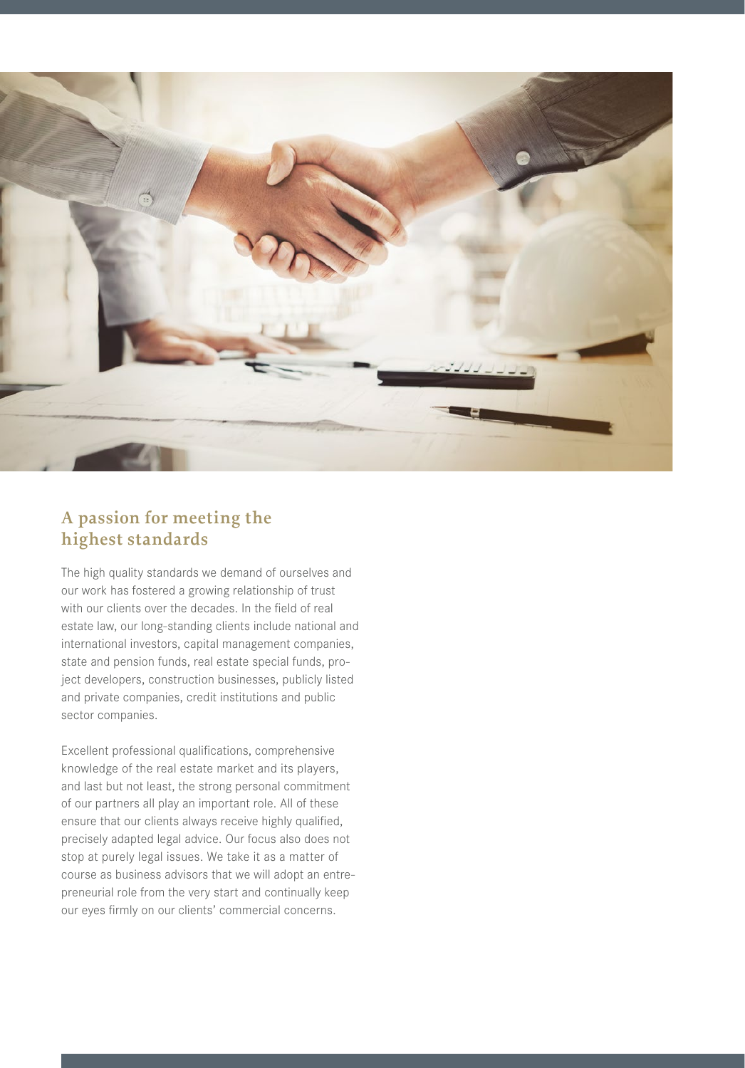## A passion for meeting the highest standards

The high quality standards we demand of ourselves and our work has fostered a growing relationship of trust with our clients over the decades. In the field of real estate law, our long-standing clients include national and international investors, capital management companies, state and pension funds, real estate special funds, project developers, construction businesses, publicly listed and private companies, credit institutions and public sector companies.

Excellent professional qualifications, comprehensive knowledge of the real estate market and its players, and last but not least, the strong personal commitment of our partners all play an important role. All of these ensure that our clients always receive highly qualified, precisely adapted legal advice. Our focus also does not stop at purely legal issues. We take it as a matter of course as business advisors that we will adopt an entrepreneurial role from the very start and continually keep our eyes firmly on our clients' commercial concerns.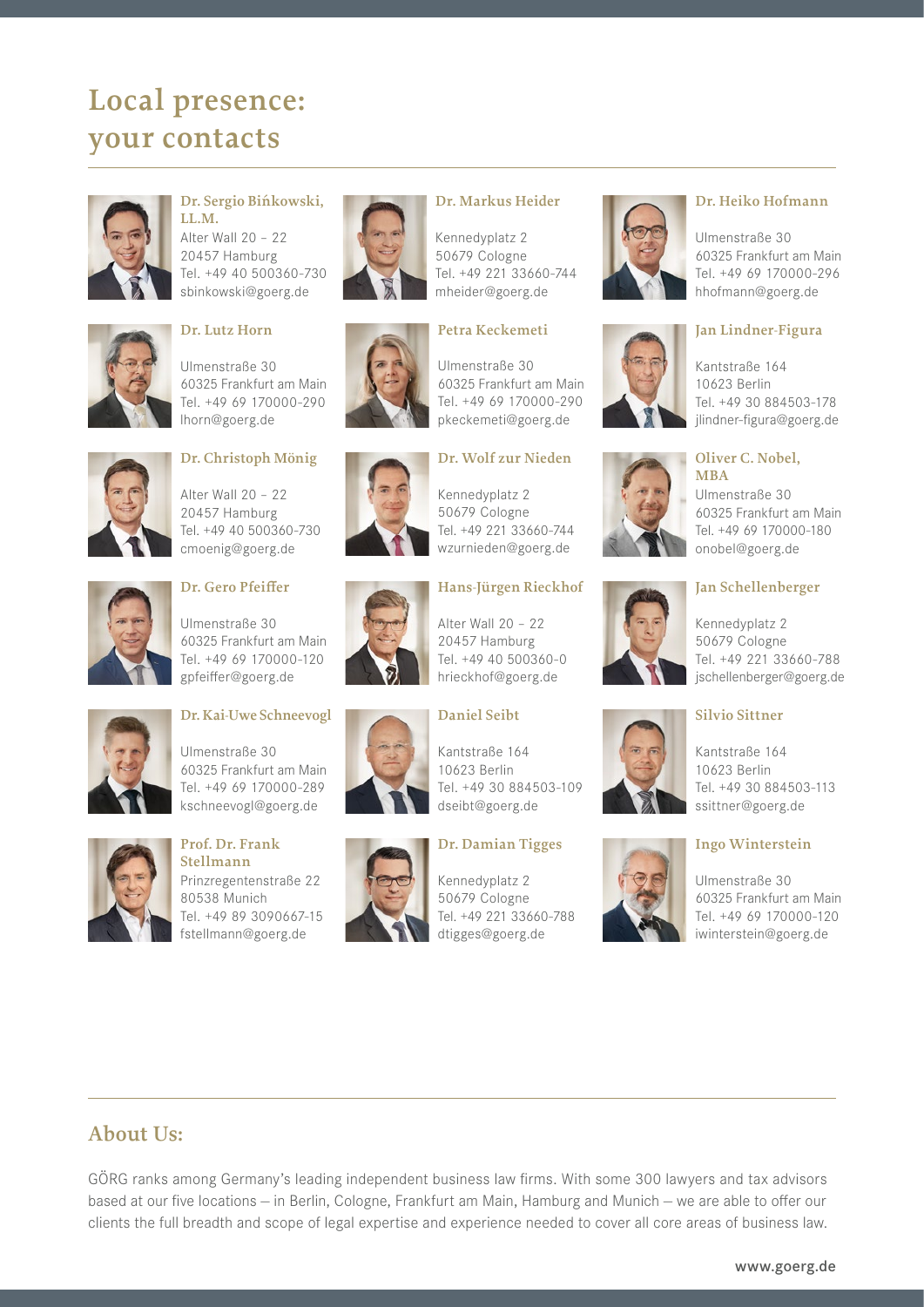# Local presence: your contacts

**Dr. Sergio Bińkowski, LL.M.**
Alter Wall 20 – 22
20457 Hamburg
Tel. +49 40 500360-730
sbinkowski@goerg.de

**Dr. Markus Heider**
Kennedyplatz 2
50679 Cologne
Tel. +49 221 33660-744
mheider@goerg.de

**Dr. Heiko Hofmann**
Ulmenstraße 30
60325 Frankfurt am Main
Tel. +49 69 170000-296
hhofmann@goerg.de

**Dr. Lutz Horn**
Ulmenstraße 30
60325 Frankfurt am Main
Tel. +49 69 170000-290
lhorn@goerg.de

**Petra Keckemeti**
Ulmenstraße 30
60325 Frankfurt am Main
Tel. +49 69 170000-290
pkeckemeti@goerg.de

**Jan Lindner-Figura**
Kantstraße 164
10623 Berlin
Tel. +49 30 884503-178
jlindner-figura@goerg.de

**Dr. Christoph Mönig**
Alter Wall 20 – 22
20457 Hamburg
Tel. +49 40 500360-730
cmoenig@goerg.de

**Dr. Wolf zur Nieden**
Kennedyplatz 2
50679 Cologne
Tel. +49 221 33660-744
wzurnieden@goerg.de

**Oliver C. Nobel, MBA**
Ulmenstraße 30
60325 Frankfurt am Main
Tel. +49 69 170000-180
onobel@goerg.de

**Dr. Gero Pfeiffer**
Ulmenstraße 30
60325 Frankfurt am Main
Tel. +49 69 170000-120
gpfeiffer@goerg.de

**Hans-Jürgen Rieckhof**
Alter Wall 20 – 22
20457 Hamburg
Tel. +49 40 500360-0
hrieckhof@goerg.de

**Jan Schellenberger**
Kennedyplatz 2
50679 Cologne
Tel. +49 221 33660-788
jschellenberger@goerg.de

**Dr. Kai-Uwe Schneevogl**
Ulmenstraße 30
60325 Frankfurt am Main
Tel. +49 69 170000-289
kschneevogl@goerg.de

**Daniel Seibt**
Kantstraße 164
10623 Berlin
Tel. +49 30 884503-109
dseibt@goerg.de

**Silvio Sittner**
Kantstraße 164
10623 Berlin
Tel. +49 30 884503-113
ssittner@goerg.de

**Prof. Dr. Frank Stellmann**
Prinzregentenstraße 22
80538 Munich
Tel. +49 89 3090667-15
fstellmann@goerg.de

**Dr. Damian Tigges**
Kennedyplatz 2
50679 Cologne
Tel. +49 221 33660-788
dtigges@goerg.de

**Ingo Winterstein**
Ulmenstraße 30
60325 Frankfurt am Main
Tel. +49 69 170000-120
iwinterstein@goerg.de

## About Us:

GÖRG ranks among Germany's leading independent business law firms. With some 300 lawyers and tax advisors based at our five locations – in Berlin, Cologne, Frankfurt am Main, Hamburg and Munich – we are able to offer our clients the full breadth and scope of legal expertise and experience needed to cover all core areas of business law.

www.goerg.de